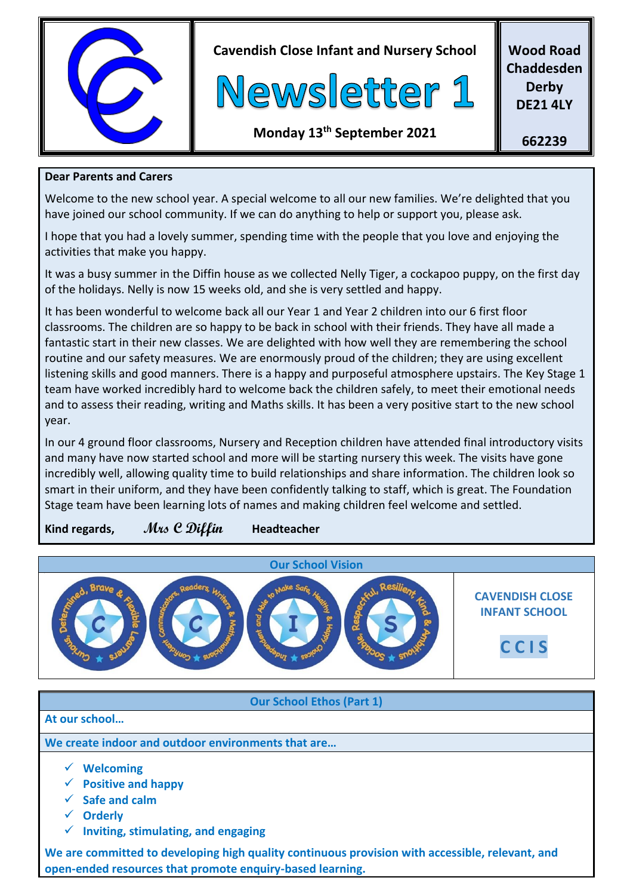Cavendish Close Infant and Nursery School

# Newsletter 1

Monday 13th September 2021

**Wood Road
Chaddesden
Derby
DE21 4LY**

**662239**

**Dear Parents and Carers**

Welcome to the new school year. A special welcome to all our new families. We're delighted that you have joined our school community. If we can do anything to help or support you, please ask.

I hope that you had a lovely summer, spending time with the people that you love and enjoying the activities that make you happy.

It was a busy summer in the Diffin house as we collected Nelly Tiger, a cockapoo puppy, on the first day of the holidays. Nelly is now 15 weeks old, and she is very settled and happy.

It has been wonderful to welcome back all our Year 1 and Year 2 children into our 6 first floor classrooms. The children are so happy to be back in school with their friends. They have all made a fantastic start in their new classes. We are delighted with how well they are remembering the school routine and our safety measures. We are enormously proud of the children; they are using excellent listening skills and good manners. There is a happy and purposeful atmosphere upstairs. The Key Stage 1 team have worked incredibly hard to welcome back the children safely, to meet their emotional needs and to assess their reading, writing and Maths skills. It has been a very positive start to the new school year.

In our 4 ground floor classrooms, Nursery and Reception children have attended final introductory visits and many have now started school and more will be starting nursery this week. The visits have gone incredibly well, allowing quality time to build relationships and share information. The children look so smart in their uniform, and they have been confidently talking to staff, which is great. The Foundation Stage team have been learning lots of names and making children feel welcome and settled.

**Kind regards,** *Mrs C Diffin* **Headteacher**

## Our School Vision

- **C** – Curious, Determined, Brave & Flexible Learners
- **C** – Confident Communicators, Readers, Writers & Mathematicians
- **I** – Independent and Able to Make Safe, Healthy & Happy Choices
- **S** – Sociable, Respectful, Resilient, Kind & Ambitious

**CAVENDISH CLOSE INFANT SCHOOL**

**C C I S**

## Our School Ethos (Part 1)

**At our school…**

**We create indoor and outdoor environments that are…**

- ✓ **Welcoming**
- ✓ **Positive and happy**
- ✓ **Safe and calm**
- ✓ **Orderly**
- ✓ **Inviting, stimulating, and engaging**

**We are committed to developing high quality continuous provision with accessible, relevant, and open-ended resources that promote enquiry-based learning.**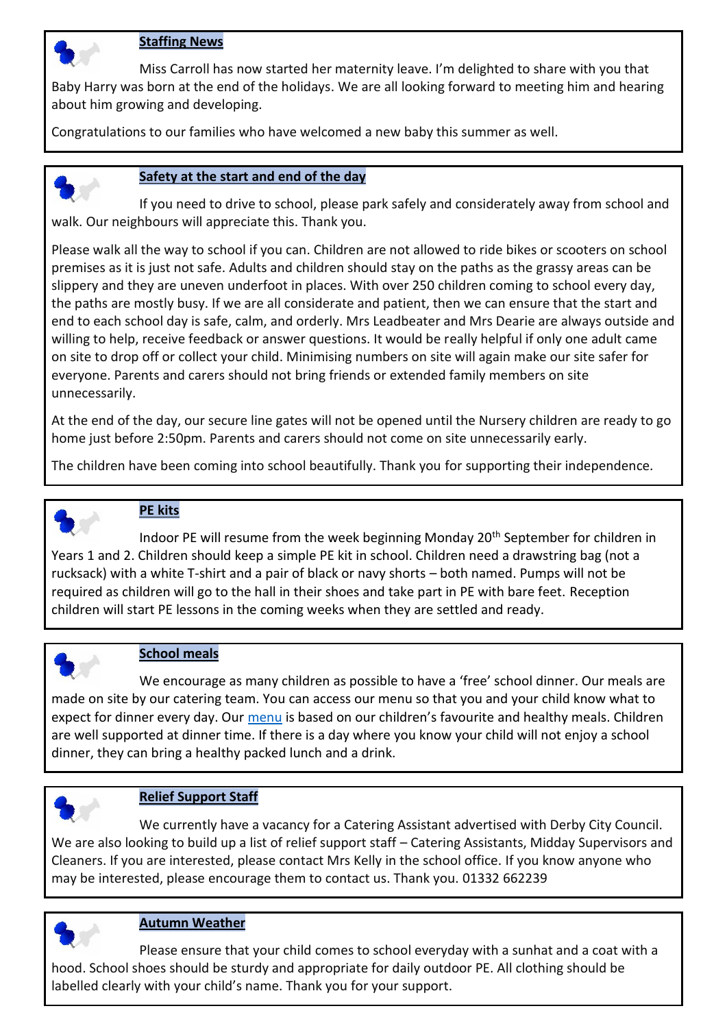## Staffing News

Miss Carroll has now started her maternity leave. I'm delighted to share with you that Baby Harry was born at the end of the holidays. We are all looking forward to meeting him and hearing about him growing and developing.

Congratulations to our families who have welcomed a new baby this summer as well.

## Safety at the start and end of the day

If you need to drive to school, please park safely and considerately away from school and walk. Our neighbours will appreciate this. Thank you.

Please walk all the way to school if you can. Children are not allowed to ride bikes or scooters on school premises as it is just not safe. Adults and children should stay on the paths as the grassy areas can be slippery and they are uneven underfoot in places. With over 250 children coming to school every day, the paths are mostly busy. If we are all considerate and patient, then we can ensure that the start and end to each school day is safe, calm, and orderly. Mrs Leadbeater and Mrs Dearie are always outside and willing to help, receive feedback or answer questions. It would be really helpful if only one adult came on site to drop off or collect your child. Minimising numbers on site will again make our site safer for everyone. Parents and carers should not bring friends or extended family members on site unnecessarily.

At the end of the day, our secure line gates will not be opened until the Nursery children are ready to go home just before 2:50pm. Parents and carers should not come on site unnecessarily early.

The children have been coming into school beautifully. Thank you for supporting their independence.

## PE kits

Indoor PE will resume from the week beginning Monday 20th September for children in Years 1 and 2. Children should keep a simple PE kit in school. Children need a drawstring bag (not a rucksack) with a white T-shirt and a pair of black or navy shorts – both named. Pumps will not be required as children will go to the hall in their shoes and take part in PE with bare feet. Reception children will start PE lessons in the coming weeks when they are settled and ready.

## School meals

We encourage as many children as possible to have a 'free' school dinner. Our meals are made on site by our catering team. You can access our menu so that you and your child know what to expect for dinner every day. Our menu is based on our children's favourite and healthy meals. Children are well supported at dinner time. If there is a day where you know your child will not enjoy a school dinner, they can bring a healthy packed lunch and a drink.

## Relief Support Staff

We currently have a vacancy for a Catering Assistant advertised with Derby City Council. We are also looking to build up a list of relief support staff – Catering Assistants, Midday Supervisors and Cleaners. If you are interested, please contact Mrs Kelly in the school office. If you know anyone who may be interested, please encourage them to contact us. Thank you. 01332 662239

## Autumn Weather

Please ensure that your child comes to school everyday with a sunhat and a coat with a hood. School shoes should be sturdy and appropriate for daily outdoor PE. All clothing should be labelled clearly with your child's name. Thank you for your support.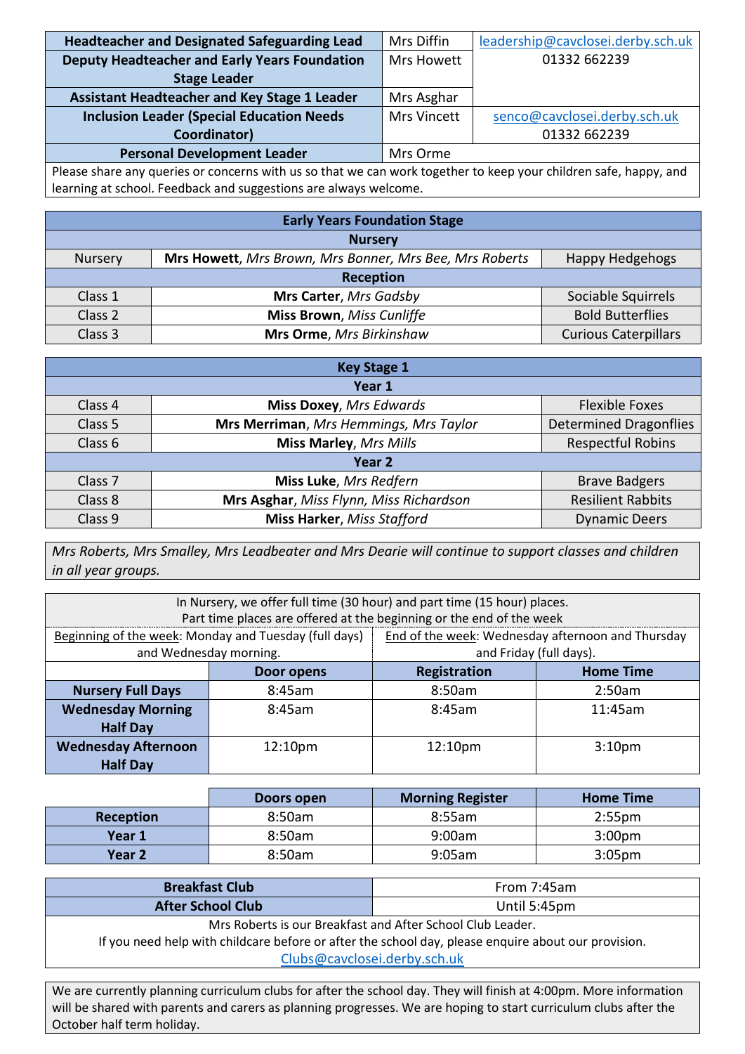| | | |
|---|---|---|
| **Headteacher and Designated Safeguarding Lead** | Mrs Diffin | leadership@cavclosei.derby.sch.uk 01332 662239 |
| **Deputy Headteacher and Early Years Foundation Stage Leader** | Mrs Howett | |
| **Assistant Headteacher and Key Stage 1 Leader** | Mrs Asghar | |
| **Inclusion Leader (Special Education Needs Coordinator)** | Mrs Vincett | senco@cavclosei.derby.sch.uk 01332 662239 |
| **Personal Development Leader** | Mrs Orme | |

Please share any queries or concerns with us so that we can work together to keep your children safe, happy, and learning at school. Feedback and suggestions are always welcome.

| Early Years Foundation Stage | | |
|---|---|---|
| **Nursery** | | |
| Nursery | **Mrs Howett**, *Mrs Brown, Mrs Bonner, Mrs Bee, Mrs Roberts* | Happy Hedgehogs |
| **Reception** | | |
| Class 1 | **Mrs Carter**, *Mrs Gadsby* | Sociable Squirrels |
| Class 2 | **Miss Brown**, *Miss Cunliffe* | Bold Butterflies |
| Class 3 | **Mrs Orme**, *Mrs Birkinshaw* | Curious Caterpillars |

| Key Stage 1 | | |
|---|---|---|
| **Year 1** | | |
| Class 4 | **Miss Doxey**, *Mrs Edwards* | Flexible Foxes |
| Class 5 | **Mrs Merriman**, *Mrs Hemmings, Mrs Taylor* | Determined Dragonflies |
| Class 6 | **Miss Marley**, *Mrs Mills* | Respectful Robins |
| **Year 2** | | |
| Class 7 | **Miss Luke**, *Mrs Redfern* | Brave Badgers |
| Class 8 | **Mrs Asghar**, *Miss Flynn, Miss Richardson* | Resilient Rabbits |
| Class 9 | **Miss Harker**, *Miss Stafford* | Dynamic Deers |

*Mrs Roberts, Mrs Smalley, Mrs Leadbeater and Mrs Dearie will continue to support classes and children in all year groups.*

In Nursery, we offer full time (30 hour) and part time (15 hour) places.
Part time places are offered at the beginning or the end of the week

Beginning of the week: Monday and Tuesday (full days) and Wednesday morning.

End of the week: Wednesday afternoon and Thursday and Friday (full days).

| | Door opens | Registration | Home Time |
|---|---|---|---|
| **Nursery Full Days** | 8:45am | 8:50am | 2:50am |
| **Wednesday Morning Half Day** | 8:45am | 8:45am | 11:45am |
| **Wednesday Afternoon Half Day** | 12:10pm | 12:10pm | 3:10pm |

| | Doors open | Morning Register | Home Time |
|---|---|---|---|
| **Reception** | 8:50am | 8:55am | 2:55pm |
| **Year 1** | 8:50am | 9:00am | 3:00pm |
| **Year 2** | 8:50am | 9:05am | 3:05pm |

| | |
|---|---|
| **Breakfast Club** | From 7:45am |
| **After School Club** | Until 5:45pm |

Mrs Roberts is our Breakfast and After School Club Leader.
If you need help with childcare before or after the school day, please enquire about our provision.
Clubs@cavclosei.derby.sch.uk

We are currently planning curriculum clubs for after the school day. They will finish at 4:00pm. More information will be shared with parents and carers as planning progresses. We are hoping to start curriculum clubs after the October half term holiday.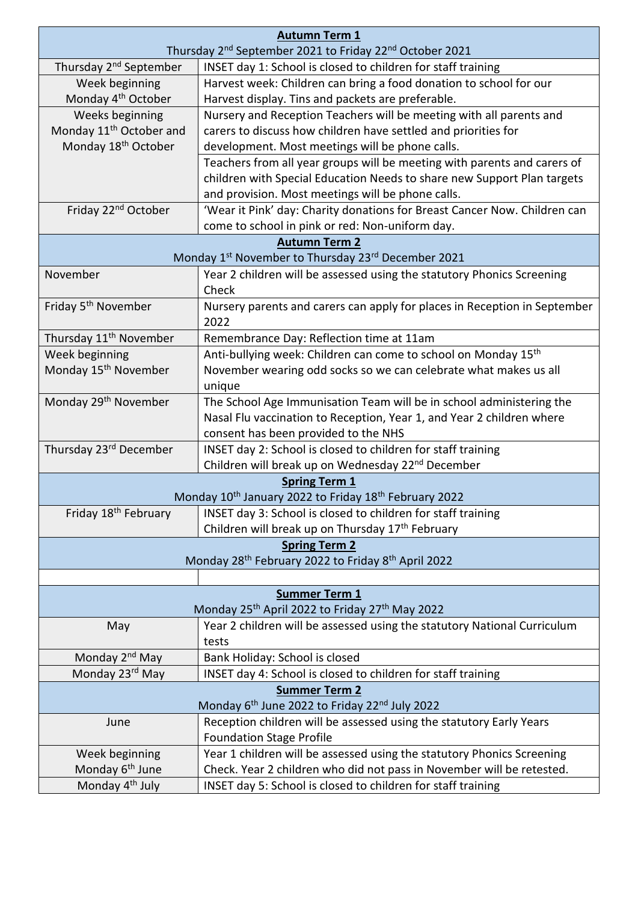| **Autumn Term 1**<br>Thursday 2nd September 2021 to Friday 22nd October 2021 | |
|---|---|
| Thursday 2nd September | INSET day 1: School is closed to children for staff training |
| Week beginning Monday 4th October | Harvest week: Children can bring a food donation to school for our Harvest display. Tins and packets are preferable. |
| Weeks beginning Monday 11th October and Monday 18th October | Nursery and Reception Teachers will be meeting with all parents and carers to discuss how children have settled and priorities for development. Most meetings will be phone calls. |
| | Teachers from all year groups will be meeting with parents and carers of children with Special Education Needs to share new Support Plan targets and provision. Most meetings will be phone calls. |
| Friday 22nd October | 'Wear it Pink' day: Charity donations for Breast Cancer Now. Children can come to school in pink or red: Non-uniform day. |
| **Autumn Term 2**<br>Monday 1st November to Thursday 23rd December 2021 | |
| November | Year 2 children will be assessed using the statutory Phonics Screening Check |
| Friday 5th November | Nursery parents and carers can apply for places in Reception in September 2022 |
| Thursday 11th November | Remembrance Day: Reflection time at 11am |
| Week beginning Monday 15th November | Anti-bullying week: Children can come to school on Monday 15th November wearing odd socks so we can celebrate what makes us all unique |
| Monday 29th November | The School Age Immunisation Team will be in school administering the Nasal Flu vaccination to Reception, Year 1, and Year 2 children where consent has been provided to the NHS |
| Thursday 23rd December | INSET day 2: School is closed to children for staff training<br>Children will break up on Wednesday 22nd December |
| **Spring Term 1**<br>Monday 10th January 2022 to Friday 18th February 2022 | |
| Friday 18th February | INSET day 3: School is closed to children for staff training<br>Children will break up on Thursday 17th February |
| **Spring Term 2**<br>Monday 28th February 2022 to Friday 8th April 2022 | |
| | |
| **Summer Term 1**<br>Monday 25th April 2022 to Friday 27th May 2022 | |
| May | Year 2 children will be assessed using the statutory National Curriculum tests |
| Monday 2nd May | Bank Holiday: School is closed |
| Monday 23rd May | INSET day 4: School is closed to children for staff training |
| **Summer Term 2**<br>Monday 6th June 2022 to Friday 22nd July 2022 | |
| June | Reception children will be assessed using the statutory Early Years Foundation Stage Profile |
| Week beginning Monday 6th June | Year 1 children will be assessed using the statutory Phonics Screening Check. Year 2 children who did not pass in November will be retested. |
| Monday 4th July | INSET day 5: School is closed to children for staff training |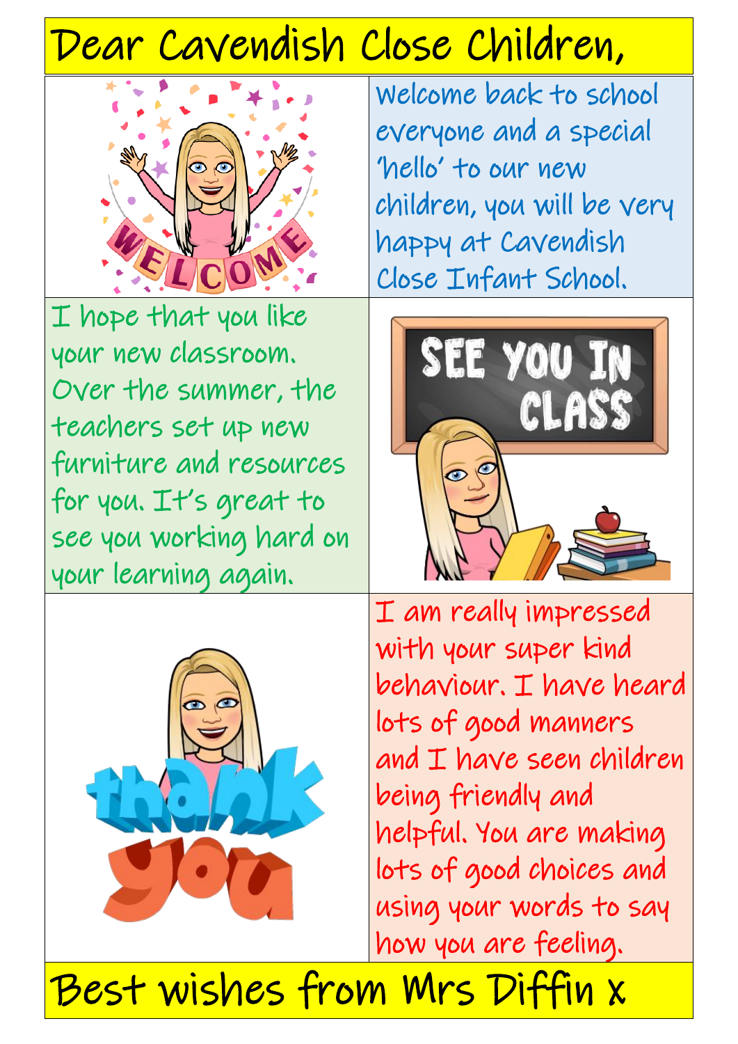# Dear Cavendish Close Children,

Welcome back to school everyone and a special 'hello' to our new children, you will be very happy at Cavendish Close Infant School.

I hope that you like your new classroom. Over the summer, the teachers set up new furniture and resources for you. It's great to see you working hard on your learning again.

I am really impressed with your super kind behaviour. I have heard lots of good manners and I have seen children being friendly and helpful. You are making lots of good choices and using your words to say how you are feeling.

Best wishes from Mrs Diffin x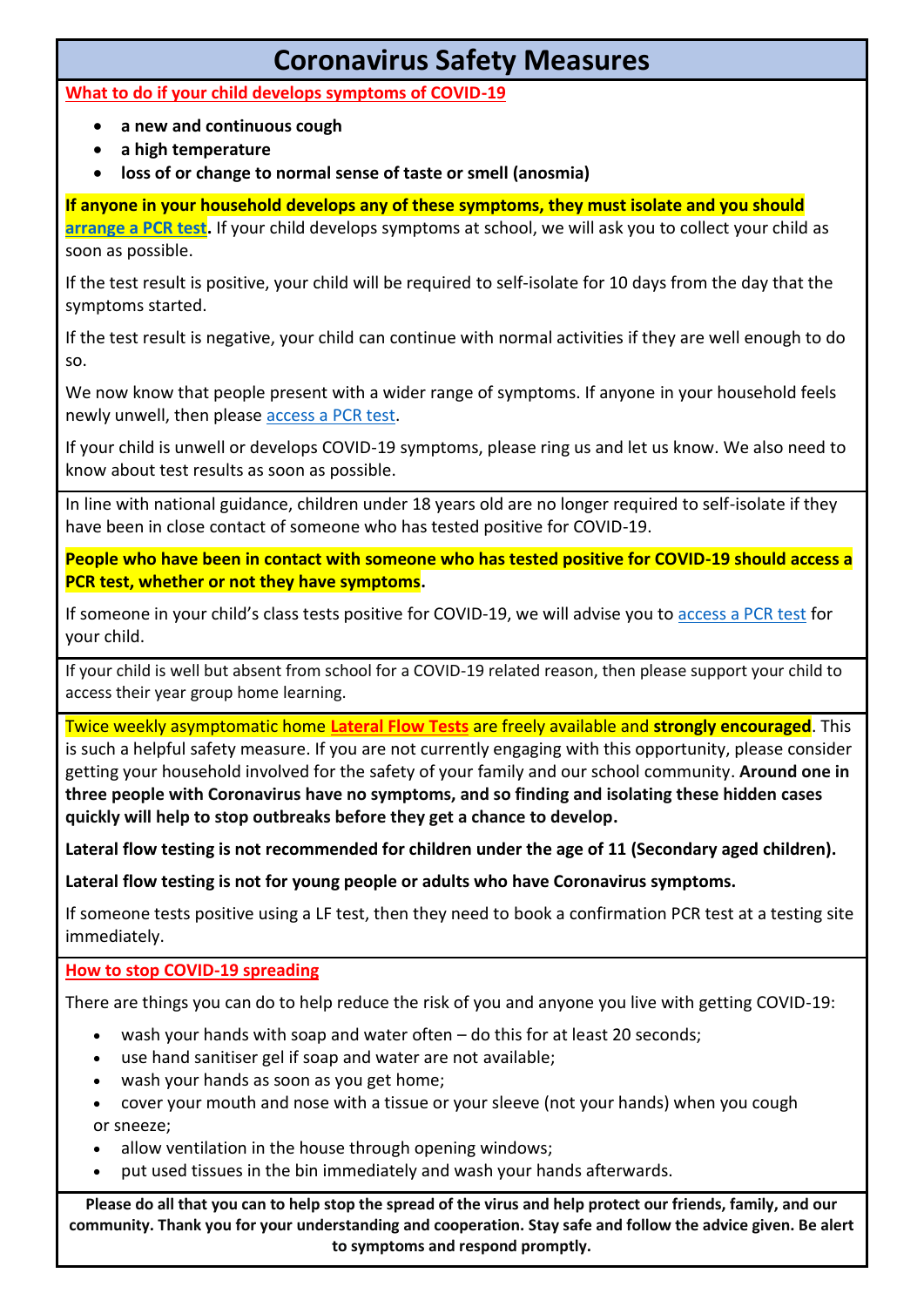# Coronavirus Safety Measures

**What to do if your child develops symptoms of COVID-19**

- **a new and continuous cough**
- **a high temperature**
- **loss of or change to normal sense of taste or smell (anosmia)**

**If anyone in your household develops any of these symptoms, they must isolate and you should arrange a PCR test.** If your child develops symptoms at school, we will ask you to collect your child as soon as possible.

If the test result is positive, your child will be required to self-isolate for 10 days from the day that the symptoms started.

If the test result is negative, your child can continue with normal activities if they are well enough to do so.

We now know that people present with a wider range of symptoms. If anyone in your household feels newly unwell, then please access a PCR test.

If your child is unwell or develops COVID-19 symptoms, please ring us and let us know. We also need to know about test results as soon as possible.

In line with national guidance, children under 18 years old are no longer required to self-isolate if they have been in close contact of someone who has tested positive for COVID-19.

**People who have been in contact with someone who has tested positive for COVID-19 should access a PCR test, whether or not they have symptoms.**

If someone in your child's class tests positive for COVID-19, we will advise you to access a PCR test for your child.

If your child is well but absent from school for a COVID-19 related reason, then please support your child to access their year group home learning.

Twice weekly asymptomatic home **Lateral Flow Tests** are freely available and **strongly encouraged**. This is such a helpful safety measure. If you are not currently engaging with this opportunity, please consider getting your household involved for the safety of your family and our school community. **Around one in three people with Coronavirus have no symptoms, and so finding and isolating these hidden cases quickly will help to stop outbreaks before they get a chance to develop.**

**Lateral flow testing is not recommended for children under the age of 11 (Secondary aged children).**

**Lateral flow testing is not for young people or adults who have Coronavirus symptoms.**

If someone tests positive using a LF test, then they need to book a confirmation PCR test at a testing site immediately.

**How to stop COVID-19 spreading**

There are things you can do to help reduce the risk of you and anyone you live with getting COVID-19:

- wash your hands with soap and water often – do this for at least 20 seconds;
- use hand sanitiser gel if soap and water are not available;
- wash your hands as soon as you get home;
- cover your mouth and nose with a tissue or your sleeve (not your hands) when you cough or sneeze;
- allow ventilation in the house through opening windows;
- put used tissues in the bin immediately and wash your hands afterwards.

**Please do all that you can to help stop the spread of the virus and help protect our friends, family, and our community. Thank you for your understanding and cooperation. Stay safe and follow the advice given. Be alert to symptoms and respond promptly.**